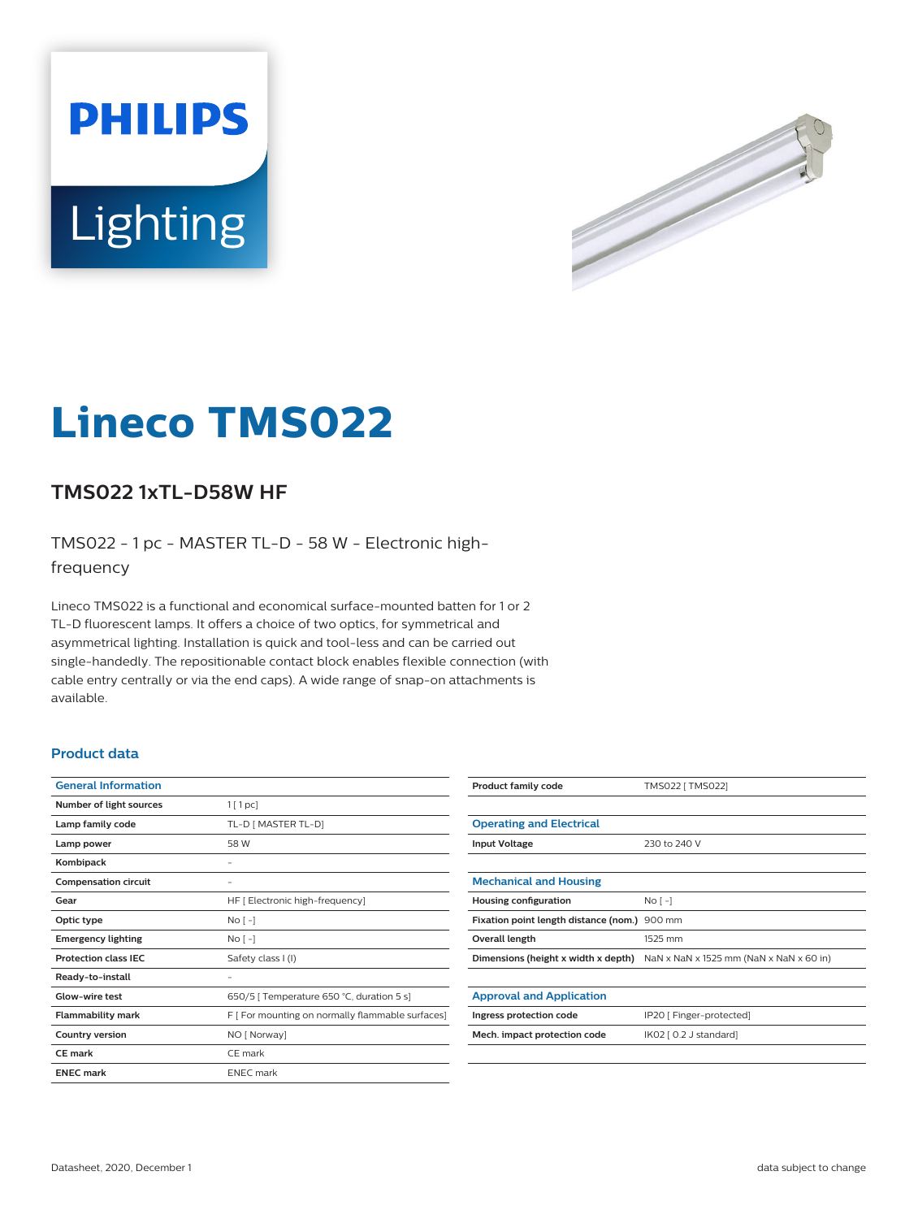PHILIPS

Lighting

# Lineco TMS022

## TMS022 1xTL-D58W HF

TMS022 - 1 pc - MASTER TL-D - 58 W - Electronic high-frequency

Lineco TMS022 is a functional and economical surface-mounted batten for 1 or 2 TL-D fluorescent lamps. It offers a choice of two optics, for symmetrical and asymmetrical lighting. Installation is quick and tool-less and can be carried out single-handedly. The repositionable contact block enables flexible connection (with cable entry centrally or via the end caps). A wide range of snap-on attachments is available.

### Product data

| General Information | |
|---|---|
| **Number of light sources** | 1 [ 1 pc] |
| **Lamp family code** | TL-D [ MASTER TL-D] |
| **Lamp power** | 58 W |
| **Kombipack** | - |
| **Compensation circuit** | - |
| **Gear** | HF [ Electronic high-frequency] |
| **Optic type** | No [ -] |
| **Emergency lighting** | No [ -] |
| **Protection class IEC** | Safety class I (I) |
| **Ready-to-install** | - |
| **Glow-wire test** | 650/5 [ Temperature 650 °C, duration 5 s] |
| **Flammability mark** | F [ For mounting on normally flammable surfaces] |
| **Country version** | NO [ Norway] |
| **CE mark** | CE mark |
| **ENEC mark** | ENEC mark |

| | |
|---|---|
| **Product family code** | TMS022 [ TMS022] |

| Operating and Electrical | |
|---|---|
| **Input Voltage** | 230 to 240 V |

| Mechanical and Housing | |
|---|---|
| **Housing configuration** | No [ -] |
| **Fixation point length distance (nom.)** | 900 mm |
| **Overall length** | 1525 mm |
| **Dimensions (height x width x depth)** | NaN x NaN x 1525 mm (NaN x NaN x 60 in) |

| Approval and Application | |
|---|---|
| **Ingress protection code** | IP20 [ Finger-protected] |
| **Mech. impact protection code** | IK02 [ 0.2 J standard] |

Datasheet, 2020, December 1

data subject to change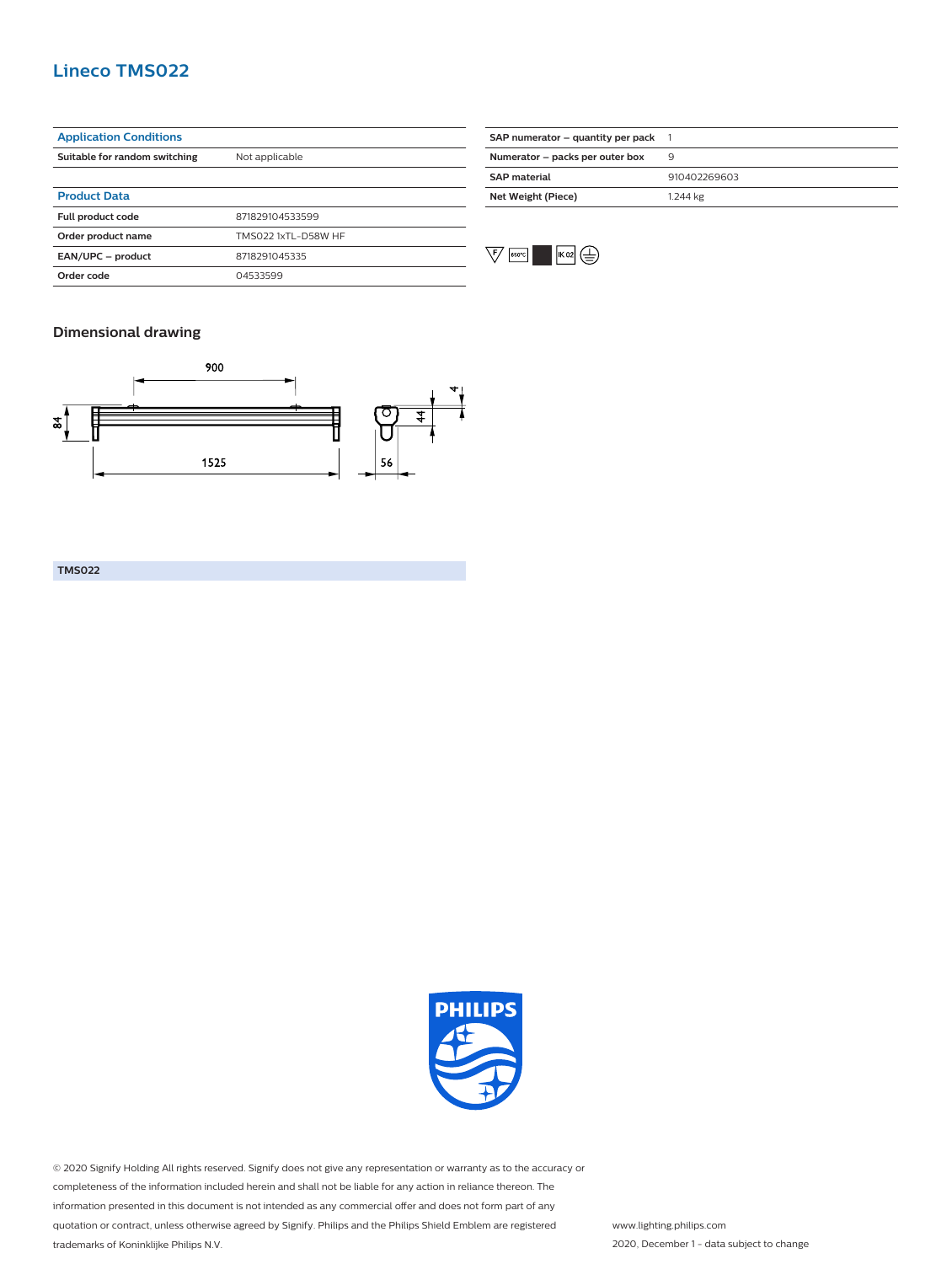## Lineco TMS022

| Application Conditions | |
|---|---|
| Suitable for random switching | Not applicable |

| Product Data | |
|---|---|
| Full product code | 871829104533599 |
| Order product name | TMS022 1xTL-D58W HF |
| EAN/UPC – product | 8718291045335 |
| Order code | 04533599 |

| | |
|---|---|
| SAP numerator – quantity per pack | 1 |
| Numerator – packs per outer box | 9 |
| SAP material | 910402269603 |
| Net Weight (Piece) | 1.244 kg |

F 650°C IK02

### Dimensional drawing

900
84
1525
4
44
56

**TMS022**

© 2020 Signify Holding All rights reserved. Signify does not give any representation or warranty as to the accuracy or completeness of the information included herein and shall not be liable for any action in reliance thereon. The information presented in this document is not intended as any commercial offer and does not form part of any quotation or contract, unless otherwise agreed by Signify. Philips and the Philips Shield Emblem are registered trademarks of Koninklijke Philips N.V.

www.lighting.philips.com

2020, December 1 - data subject to change